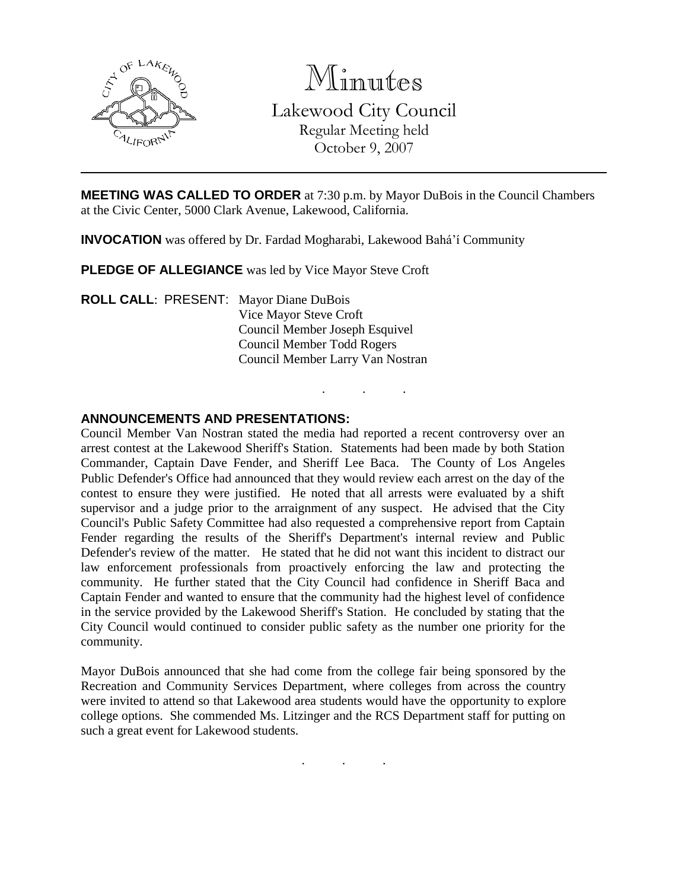# Minutes

Lakewood City Council
Regular Meeting held
October 9, 2007

---

**MEETING WAS CALLED TO ORDER** at 7:30 p.m. by Mayor DuBois in the Council Chambers at the Civic Center, 5000 Clark Avenue, Lakewood, California.

**INVOCATION** was offered by Dr. Fardad Mogharabi, Lakewood Bahá'í Community

**PLEDGE OF ALLEGIANCE** was led by Vice Mayor Steve Croft

**ROLL CALL**: PRESENT: Mayor Diane DuBois
Vice Mayor Steve Croft
Council Member Joseph Esquivel
Council Member Todd Rogers
Council Member Larry Van Nostran

. . .

**ANNOUNCEMENTS AND PRESENTATIONS:**

Council Member Van Nostran stated the media had reported a recent controversy over an arrest contest at the Lakewood Sheriff's Station. Statements had been made by both Station Commander, Captain Dave Fender, and Sheriff Lee Baca. The County of Los Angeles Public Defender's Office had announced that they would review each arrest on the day of the contest to ensure they were justified. He noted that all arrests were evaluated by a shift supervisor and a judge prior to the arraignment of any suspect. He advised that the City Council's Public Safety Committee had also requested a comprehensive report from Captain Fender regarding the results of the Sheriff's Department's internal review and Public Defender's review of the matter. He stated that he did not want this incident to distract our law enforcement professionals from proactively enforcing the law and protecting the community. He further stated that the City Council had confidence in Sheriff Baca and Captain Fender and wanted to ensure that the community had the highest level of confidence in the service provided by the Lakewood Sheriff's Station. He concluded by stating that the City Council would continued to consider public safety as the number one priority for the community.

Mayor DuBois announced that she had come from the college fair being sponsored by the Recreation and Community Services Department, where colleges from across the country were invited to attend so that Lakewood area students would have the opportunity to explore college options. She commended Ms. Litzinger and the RCS Department staff for putting on such a great event for Lakewood students.

. . .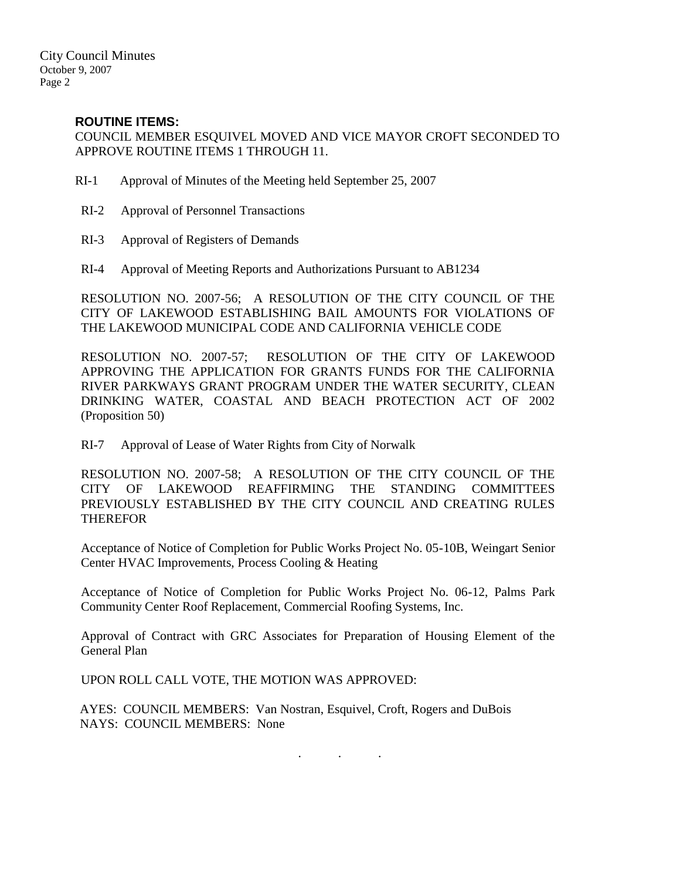**ROUTINE ITEMS:**

COUNCIL MEMBER ESQUIVEL MOVED AND VICE MAYOR CROFT SECONDED TO APPROVE ROUTINE ITEMS 1 THROUGH 11.

RI-1 Approval of Minutes of the Meeting held September 25, 2007

RI-2 Approval of Personnel Transactions

RI-3 Approval of Registers of Demands

RI-4 Approval of Meeting Reports and Authorizations Pursuant to AB1234

RESOLUTION NO. 2007-56; A RESOLUTION OF THE CITY COUNCIL OF THE CITY OF LAKEWOOD ESTABLISHING BAIL AMOUNTS FOR VIOLATIONS OF THE LAKEWOOD MUNICIPAL CODE AND CALIFORNIA VEHICLE CODE

RESOLUTION NO. 2007-57; RESOLUTION OF THE CITY OF LAKEWOOD APPROVING THE APPLICATION FOR GRANTS FUNDS FOR THE CALIFORNIA RIVER PARKWAYS GRANT PROGRAM UNDER THE WATER SECURITY, CLEAN DRINKING WATER, COASTAL AND BEACH PROTECTION ACT OF 2002 (Proposition 50)

RI-7 Approval of Lease of Water Rights from City of Norwalk

RESOLUTION NO. 2007-58; A RESOLUTION OF THE CITY COUNCIL OF THE CITY OF LAKEWOOD REAFFIRMING THE STANDING COMMITTEES PREVIOUSLY ESTABLISHED BY THE CITY COUNCIL AND CREATING RULES THEREFOR

Acceptance of Notice of Completion for Public Works Project No. 05-10B, Weingart Senior Center HVAC Improvements, Process Cooling & Heating

Acceptance of Notice of Completion for Public Works Project No. 06-12, Palms Park Community Center Roof Replacement, Commercial Roofing Systems, Inc.

Approval of Contract with GRC Associates for Preparation of Housing Element of the General Plan

UPON ROLL CALL VOTE, THE MOTION WAS APPROVED:

AYES: COUNCIL MEMBERS: Van Nostran, Esquivel, Croft, Rogers and DuBois
NAYS: COUNCIL MEMBERS: None

. . .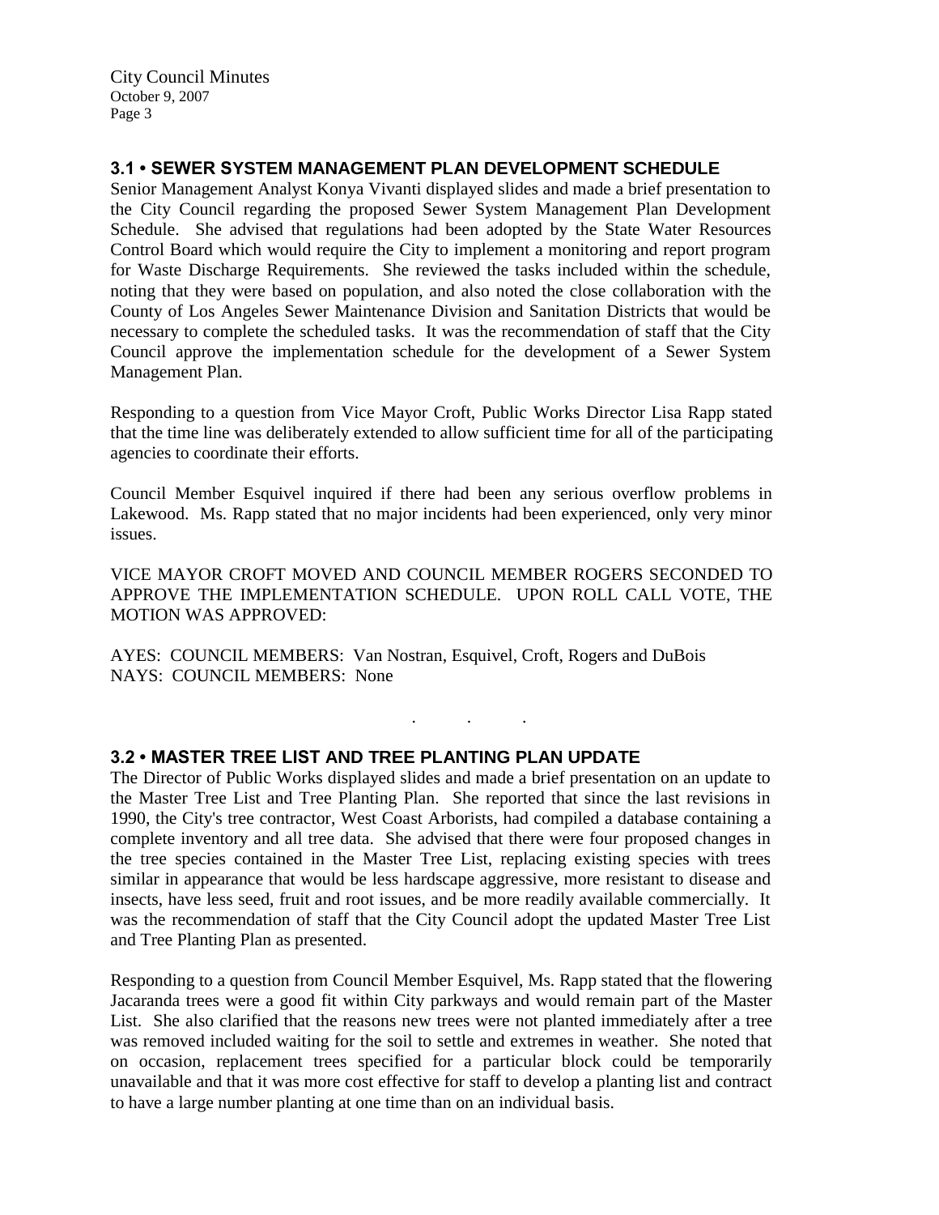### 3.1 • SEWER SYSTEM MANAGEMENT PLAN DEVELOPMENT SCHEDULE

Senior Management Analyst Konya Vivanti displayed slides and made a brief presentation to the City Council regarding the proposed Sewer System Management Plan Development Schedule. She advised that regulations had been adopted by the State Water Resources Control Board which would require the City to implement a monitoring and report program for Waste Discharge Requirements. She reviewed the tasks included within the schedule, noting that they were based on population, and also noted the close collaboration with the County of Los Angeles Sewer Maintenance Division and Sanitation Districts that would be necessary to complete the scheduled tasks. It was the recommendation of staff that the City Council approve the implementation schedule for the development of a Sewer System Management Plan.

Responding to a question from Vice Mayor Croft, Public Works Director Lisa Rapp stated that the time line was deliberately extended to allow sufficient time for all of the participating agencies to coordinate their efforts.

Council Member Esquivel inquired if there had been any serious overflow problems in Lakewood. Ms. Rapp stated that no major incidents had been experienced, only very minor issues.

VICE MAYOR CROFT MOVED AND COUNCIL MEMBER ROGERS SECONDED TO APPROVE THE IMPLEMENTATION SCHEDULE. UPON ROLL CALL VOTE, THE MOTION WAS APPROVED:

AYES: COUNCIL MEMBERS: Van Nostran, Esquivel, Croft, Rogers and DuBois
NAYS: COUNCIL MEMBERS: None

. . .

### 3.2 • MASTER TREE LIST AND TREE PLANTING PLAN UPDATE

The Director of Public Works displayed slides and made a brief presentation on an update to the Master Tree List and Tree Planting Plan. She reported that since the last revisions in 1990, the City's tree contractor, West Coast Arborists, had compiled a database containing a complete inventory and all tree data. She advised that there were four proposed changes in the tree species contained in the Master Tree List, replacing existing species with trees similar in appearance that would be less hardscape aggressive, more resistant to disease and insects, have less seed, fruit and root issues, and be more readily available commercially. It was the recommendation of staff that the City Council adopt the updated Master Tree List and Tree Planting Plan as presented.

Responding to a question from Council Member Esquivel, Ms. Rapp stated that the flowering Jacaranda trees were a good fit within City parkways and would remain part of the Master List. She also clarified that the reasons new trees were not planted immediately after a tree was removed included waiting for the soil to settle and extremes in weather. She noted that on occasion, replacement trees specified for a particular block could be temporarily unavailable and that it was more cost effective for staff to develop a planting list and contract to have a large number planting at one time than on an individual basis.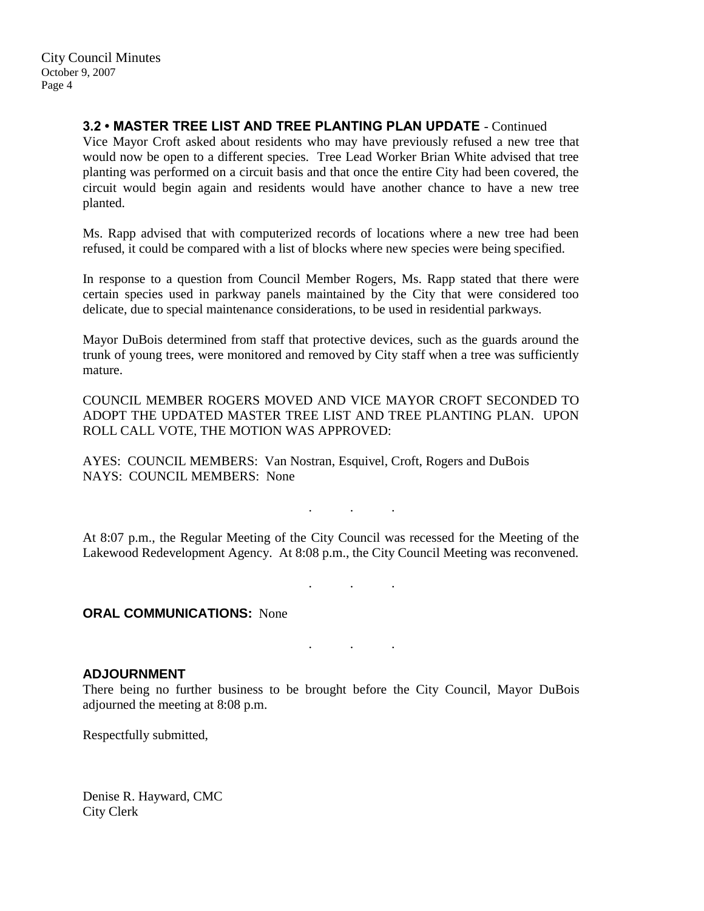### 3.2 • MASTER TREE LIST AND TREE PLANTING PLAN UPDATE - Continued

Vice Mayor Croft asked about residents who may have previously refused a new tree that would now be open to a different species. Tree Lead Worker Brian White advised that tree planting was performed on a circuit basis and that once the entire City had been covered, the circuit would begin again and residents would have another chance to have a new tree planted.

Ms. Rapp advised that with computerized records of locations where a new tree had been refused, it could be compared with a list of blocks where new species were being specified.

In response to a question from Council Member Rogers, Ms. Rapp stated that there were certain species used in parkway panels maintained by the City that were considered too delicate, due to special maintenance considerations, to be used in residential parkways.

Mayor DuBois determined from staff that protective devices, such as the guards around the trunk of young trees, were monitored and removed by City staff when a tree was sufficiently mature.

COUNCIL MEMBER ROGERS MOVED AND VICE MAYOR CROFT SECONDED TO ADOPT THE UPDATED MASTER TREE LIST AND TREE PLANTING PLAN. UPON ROLL CALL VOTE, THE MOTION WAS APPROVED:

AYES: COUNCIL MEMBERS: Van Nostran, Esquivel, Croft, Rogers and DuBois
NAYS: COUNCIL MEMBERS: None

. . .

At 8:07 p.m., the Regular Meeting of the City Council was recessed for the Meeting of the Lakewood Redevelopment Agency. At 8:08 p.m., the City Council Meeting was reconvened.

. . .

**ORAL COMMUNICATIONS:** None

. . .

### ADJOURNMENT

There being no further business to be brought before the City Council, Mayor DuBois adjourned the meeting at 8:08 p.m.

Respectfully submitted,

Denise R. Hayward, CMC
City Clerk